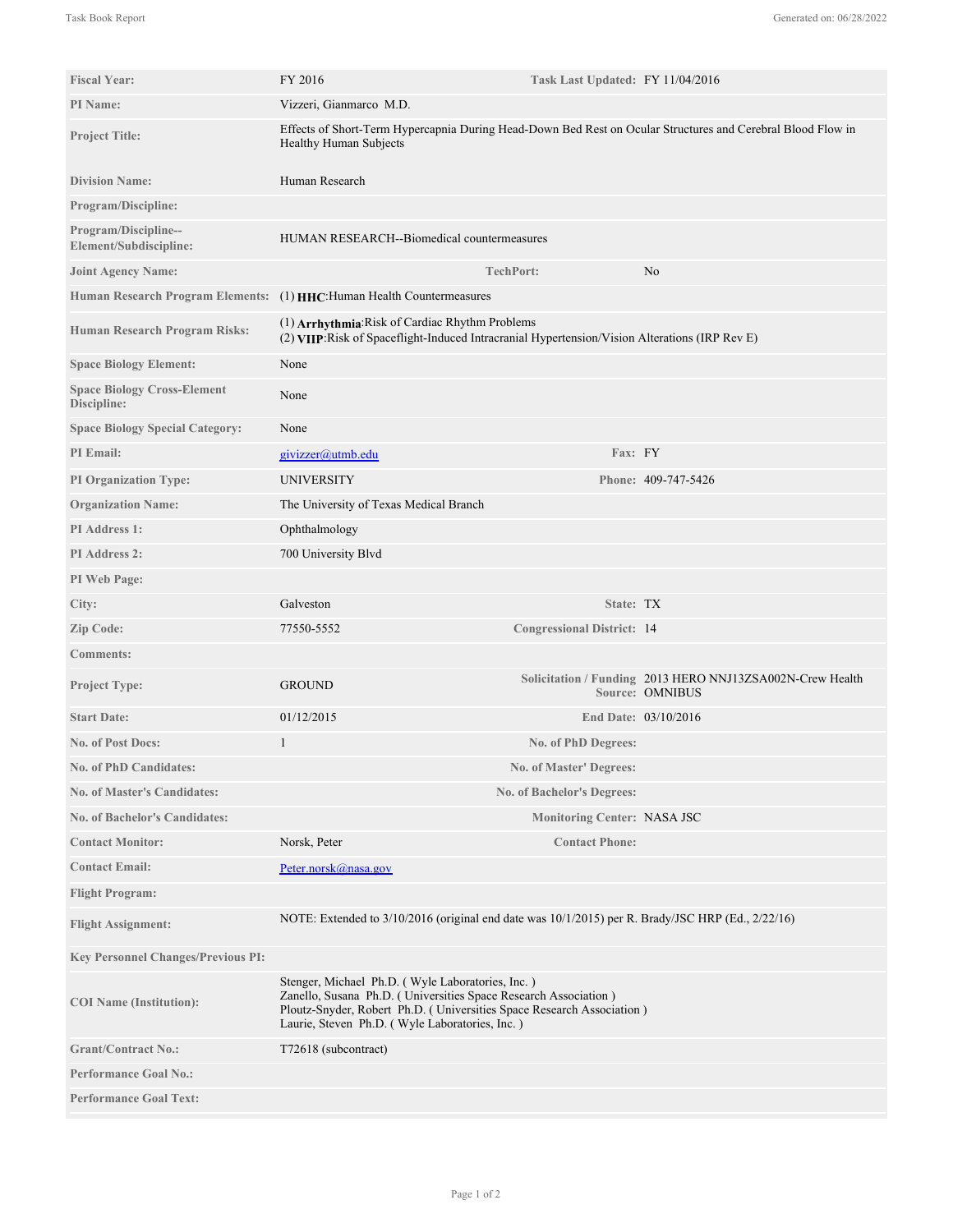| Field | Value | Field | Value |
|---|---|---|---|
| **Fiscal Year:** | FY 2016 | **Task Last Updated:** | FY 11/04/2016 |
| **PI Name:** | Vizzeri, Gianmarco M.D. | | |
| **Project Title:** | Effects of Short-Term Hypercapnia During Head-Down Bed Rest on Ocular Structures and Cerebral Blood Flow in Healthy Human Subjects | | |
| **Division Name:** | Human Research | | |
| **Program/Discipline:** | | | |
| **Program/Discipline--Element/Subdiscipline:** | HUMAN RESEARCH--Biomedical countermeasures | | |
| **Joint Agency Name:** | | **TechPort:** | No |
| **Human Research Program Elements:** | (1) **HHC**:Human Health Countermeasures | | |
| **Human Research Program Risks:** | (1) **Arrhythmia**:Risk of Cardiac Rhythm Problems<br>(2) **VIIP**:Risk of Spaceflight-Induced Intracranial Hypertension/Vision Alterations (IRP Rev E) | | |
| **Space Biology Element:** | None | | |
| **Space Biology Cross-Element Discipline:** | None | | |
| **Space Biology Special Category:** | None | | |
| **PI Email:** | givizzer@utmb.edu | **Fax:** | FY |
| **PI Organization Type:** | UNIVERSITY | **Phone:** | 409-747-5426 |
| **Organization Name:** | The University of Texas Medical Branch | | |
| **PI Address 1:** | Ophthalmology | | |
| **PI Address 2:** | 700 University Blvd | | |
| **PI Web Page:** | | | |
| **City:** | Galveston | **State:** | TX |
| **Zip Code:** | 77550-5552 | **Congressional District:** | 14 |
| **Comments:** | | | |
| **Project Type:** | GROUND | **Solicitation / Funding Source:** | 2013 HERO NNJ13ZSA002N-Crew Health OMNIBUS |
| **Start Date:** | 01/12/2015 | **End Date:** | 03/10/2016 |
| **No. of Post Docs:** | 1 | **No. of PhD Degrees:** | |
| **No. of PhD Candidates:** | | **No. of Master' Degrees:** | |
| **No. of Master's Candidates:** | | **No. of Bachelor's Degrees:** | |
| **No. of Bachelor's Candidates:** | | **Monitoring Center:** | NASA JSC |
| **Contact Monitor:** | Norsk, Peter | **Contact Phone:** | |
| **Contact Email:** | Peter.norsk@nasa.gov | | |
| **Flight Program:** | | | |
| **Flight Assignment:** | NOTE: Extended to 3/10/2016 (original end date was 10/1/2015) per R. Brady/JSC HRP (Ed., 2/22/16) | | |
| **Key Personnel Changes/Previous PI:** | | | |
| **COI Name (Institution):** | Stenger, Michael Ph.D. ( Wyle Laboratories, Inc. )<br>Zanello, Susana Ph.D. ( Universities Space Research Association )<br>Ploutz-Snyder, Robert Ph.D. ( Universities Space Research Association )<br>Laurie, Steven Ph.D. ( Wyle Laboratories, Inc. ) | | |
| **Grant/Contract No.:** | T72618 (subcontract) | | |
| **Performance Goal No.:** | | | |
| **Performance Goal Text:** | | | |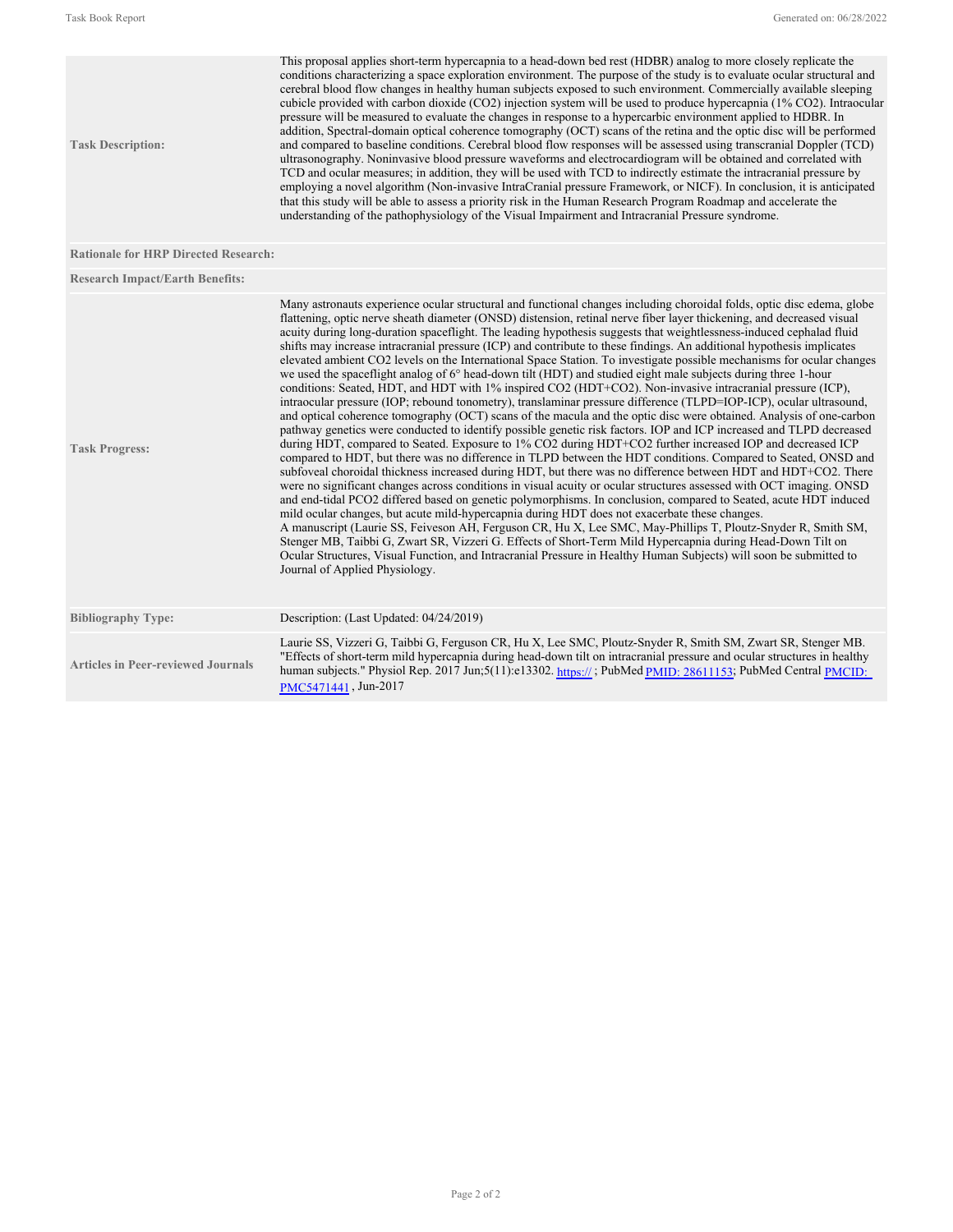| | |
|---|---|
| **Task Description:** | This proposal applies short-term hypercapnia to a head-down bed rest (HDBR) analog to more closely replicate the conditions characterizing a space exploration environment. The purpose of the study is to evaluate ocular structural and cerebral blood flow changes in healthy human subjects exposed to such environment. Commercially available sleeping cubicle provided with carbon dioxide ($CO_2$) injection system will be used to produce hypercapnia (1% $CO_2$). Intraocular pressure will be measured to evaluate the changes in response to a hypercarbic environment applied to HDBR. In addition, Spectral-domain optical coherence tomography (OCT) scans of the retina and the optic disc will be performed and compared to baseline conditions. Cerebral blood flow responses will be assessed using transcranial Doppler (TCD) ultrasonography. Noninvasive blood pressure waveforms and electrocardiogram will be obtained and correlated with TCD and ocular measures; in addition, they will be used with TCD to indirectly estimate the intracranial pressure by employing a novel algorithm (Non-invasive IntraCranial pressure Framework, or NICF). In conclusion, it is anticipated that this study will be able to assess a priority risk in the Human Research Program Roadmap and accelerate the understanding of the pathophysiology of the Visual Impairment and Intracranial Pressure syndrome. |
| **Rationale for HRP Directed Research:** | |
| **Research Impact/Earth Benefits:** | |
| **Task Progress:** | Many astronauts experience ocular structural and functional changes including choroidal folds, optic disc edema, globe flattening, optic nerve sheath diameter (ONSD) distension, retinal nerve fiber layer thickening, and decreased visual acuity during long-duration spaceflight. The leading hypothesis suggests that weightlessness-induced cephalad fluid shifts may increase intracranial pressure (ICP) and contribute to these findings. An additional hypothesis implicates elevated ambient $CO_2$ levels on the International Space Station. To investigate possible mechanisms for ocular changes we used the spaceflight analog of 6° head-down tilt (HDT) and studied eight male subjects during three 1-hour conditions: Seated, HDT, and HDT with 1% inspired $CO_2$ (HDT+$CO_2$). Non-invasive intracranial pressure (ICP), intraocular pressure (IOP; rebound tonometry), translaminar pressure difference (TLPD=IOP-ICP), ocular ultrasound, and optical coherence tomography (OCT) scans of the macula and the optic disc were obtained. Analysis of one-carbon pathway genetics were conducted to identify possible genetic risk factors. IOP and ICP increased and TLPD decreased during HDT, compared to Seated. Exposure to 1% $CO_2$ during HDT+$CO_2$ further increased IOP and decreased ICP compared to HDT, but there was no difference in TLPD between the HDT conditions. Compared to Seated, ONSD and subfoveal choroidal thickness increased during HDT, but there was no difference between HDT and HDT+$CO_2$. There were no significant changes across conditions in visual acuity or ocular structures assessed with OCT imaging. ONSD and end-tidal $PCO_2$ differed based on genetic polymorphisms. In conclusion, compared to Seated, acute HDT induced mild ocular changes, but acute mild-hypercapnia during HDT does not exacerbate these changes.<br>A manuscript (Laurie SS, Feiveson AH, Ferguson CR, Hu X, Lee SMC, May-Phillips T, Ploutz-Snyder R, Smith SM, Stenger MB, Taibbi G, Zwart SR, Vizzeri G. Effects of Short-Term Mild Hypercapnia during Head-Down Tilt on Ocular Structures, Visual Function, and Intracranial Pressure in Healthy Human Subjects) will soon be submitted to Journal of Applied Physiology. |
| **Bibliography Type:** | Description: (Last Updated: 04/24/2019) |
| **Articles in Peer-reviewed Journals** | Laurie SS, Vizzeri G, Taibbi G, Ferguson CR, Hu X, Lee SMC, Ploutz-Snyder R, Smith SM, Zwart SR, Stenger MB. "Effects of short-term mild hypercapnia during head-down tilt on intracranial pressure and ocular structures in healthy human subjects." Physiol Rep. 2017 Jun;5(11):e13302. https:// ; PubMed PMID: 28611153; PubMed Central PMCID: PMC5471441 , Jun-2017 |